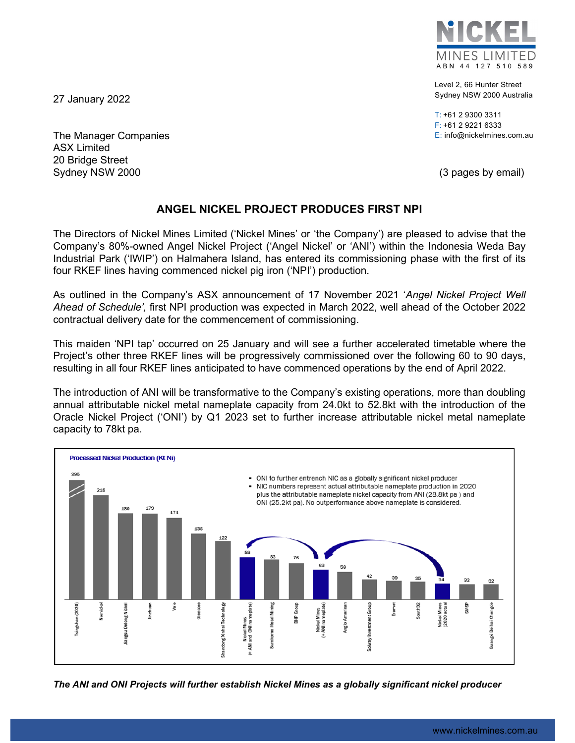**NICKEL MINES LIMITED**
ABN 44 127 510 589

Level 2, 66 Hunter Street
Sydney NSW 2000 Australia

T: +61 2 9300 3311
F: +61 2 9221 6333
E: info@nickelmines.com.au

27 January 2022

The Manager Companies
ASX Limited
20 Bridge Street
Sydney NSW 2000

(3 pages by email)

## ANGEL NICKEL PROJECT PRODUCES FIRST NPI

The Directors of Nickel Mines Limited ('Nickel Mines' or 'the Company') are pleased to advise that the Company's 80%-owned Angel Nickel Project ('Angel Nickel' or 'ANI') within the Indonesia Weda Bay Industrial Park ('IWIP') on Halmahera Island, has entered its commissioning phase with the first of its four RKEF lines having commenced nickel pig iron ('NPI') production.

As outlined in the Company's ASX announcement of 17 November 2021 '*Angel Nickel Project Well Ahead of Schedule',* first NPI production was expected in March 2022, well ahead of the October 2022 contractual delivery date for the commencement of commissioning.

This maiden 'NPI tap' occurred on 25 January and will see a further accelerated timetable where the Project's other three RKEF lines will be progressively commissioned over the following 60 to 90 days, resulting in all four RKEF lines anticipated to have commenced operations by the end of April 2022.

The introduction of ANI will be transformative to the Company's existing operations, more than doubling annual attributable nickel metal nameplate capacity from 24.0kt to 52.8kt with the introduction of the Oracle Nickel Project ('ONI') by Q1 2023 set to further increase attributable nickel metal nameplate capacity to 78kt pa.

**Processed Nickel Production (Kt Ni)**

- ONI to further entrench NIC as a globally significant nickel producer
- NIC numbers represent actual attributable nameplate production in 2020 plus the attributable nameplate nickel capacity from ANI (28.8kt pa ) and ONI (25.2kt pa). No outperformance above nameplate is considered.

| Producer | Kt Ni |
|---|---|
| Tsingshan (2020) | 395 |
| Nornickel | 218 |
| Jiangsu Delong Nickel | 180 |
| Jinchuan | 179 |
| Vale | 171 |
| Glencore | 138 |
| Shandong Xinhai Technology | 122 |
| Nickel Mines (+ ANI and ONI nameplate) | 88 |
| Sumitomo Metal Mining | 83 |
| BHP Group | 76 |
| Nickel Mines (+ ANI nameplate) | 63 |
| Anglo American | 58 |
| Solway Investment Group | 42 |
| Eramet | 39 |
| South32 | 35 |
| Nickel Mines (2020 actual) | 34 |
| SMSP | 32 |
| Guangxi Beihai Chengde | 32 |

***The ANI and ONI Projects will further establish Nickel Mines as a globally significant nickel producer***

www.nickelmines.com.au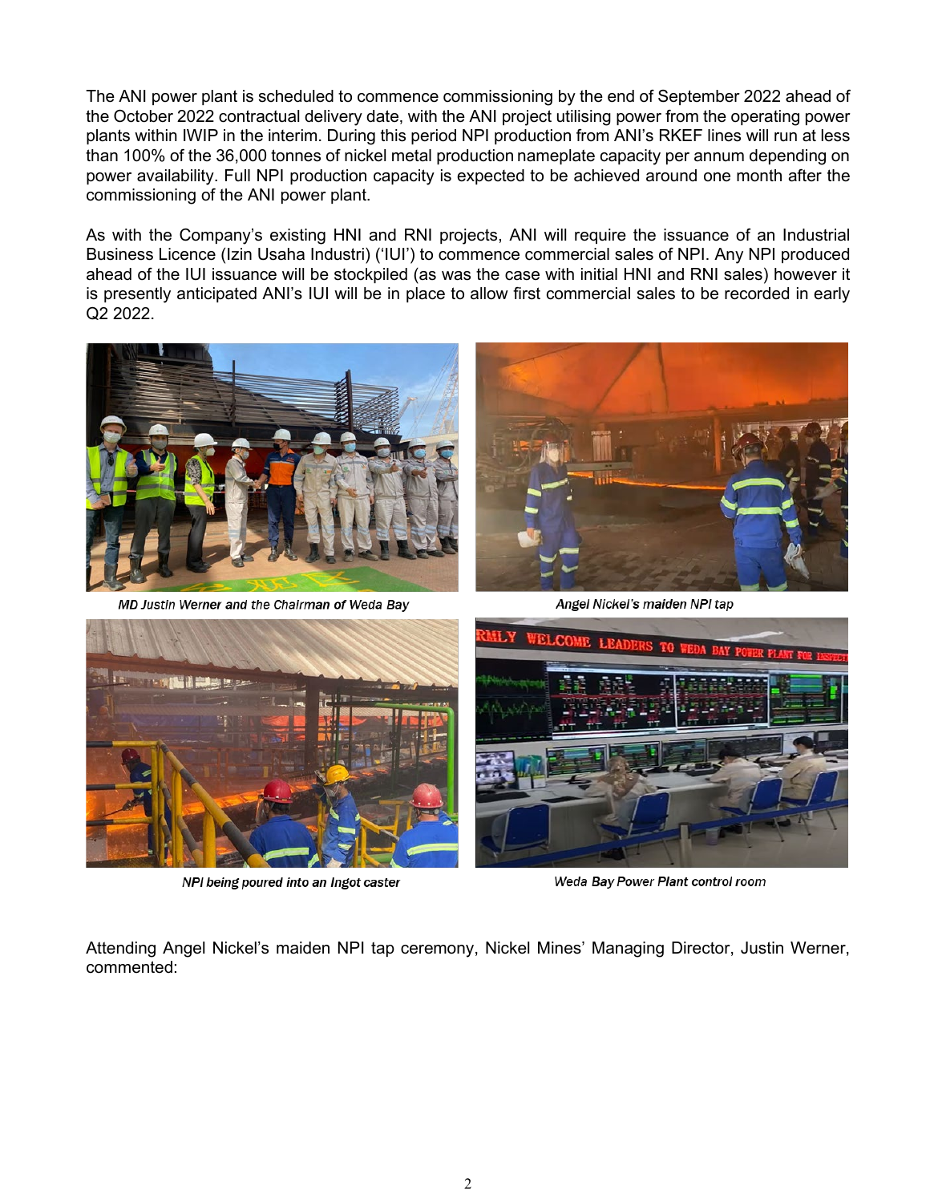The ANI power plant is scheduled to commence commissioning by the end of September 2022 ahead of the October 2022 contractual delivery date, with the ANI project utilising power from the operating power plants within IWIP in the interim. During this period NPI production from ANI's RKEF lines will run at less than 100% of the 36,000 tonnes of nickel metal production nameplate capacity per annum depending on power availability. Full NPI production capacity is expected to be achieved around one month after the commissioning of the ANI power plant.

As with the Company's existing HNI and RNI projects, ANI will require the issuance of an Industrial Business Licence (Izin Usaha Industri) ('IUI') to commence commercial sales of NPI. Any NPI produced ahead of the IUI issuance will be stockpiled (as was the case with initial HNI and RNI sales) however it is presently anticipated ANI's IUI will be in place to allow first commercial sales to be recorded in early Q2 2022.

*MD Justin Werner and the Chairman of Weda Bay*

*Angel Nickel's maiden NPI tap*

*NPI being poured into an Ingot caster*

*Weda Bay Power Plant control room*

Attending Angel Nickel's maiden NPI tap ceremony, Nickel Mines' Managing Director, Justin Werner, commented: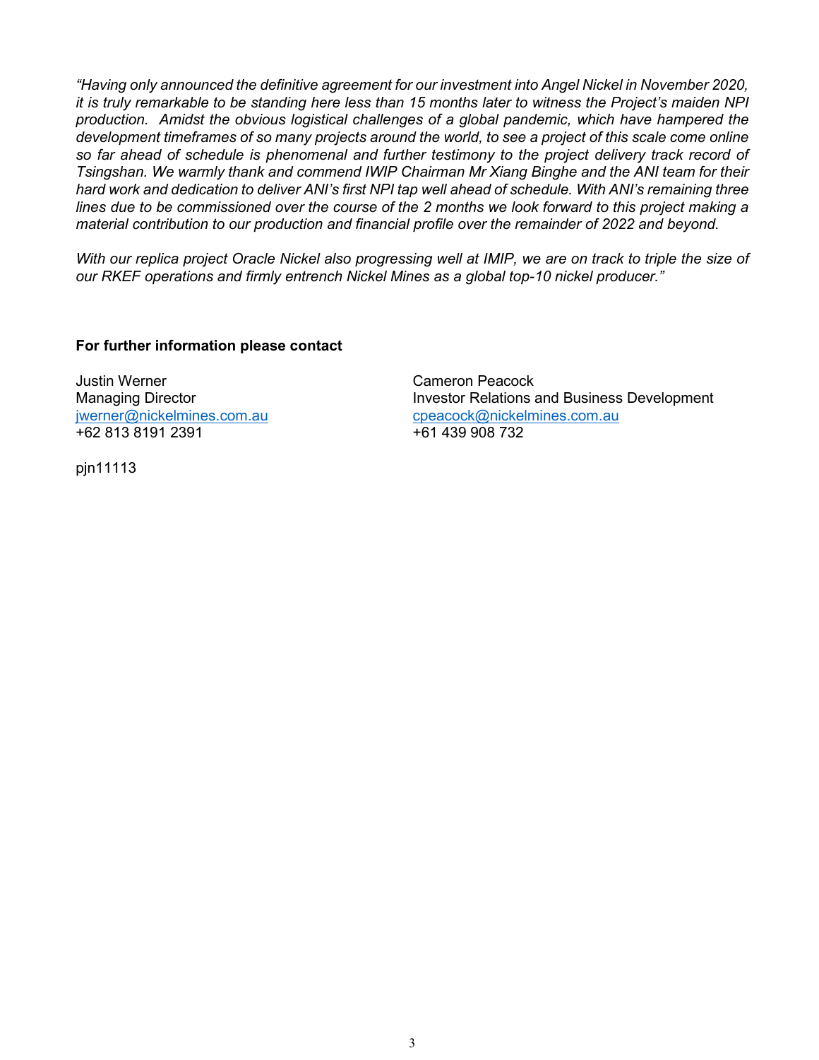*"Having only announced the definitive agreement for our investment into Angel Nickel in November 2020, it is truly remarkable to be standing here less than 15 months later to witness the Project's maiden NPI production. Amidst the obvious logistical challenges of a global pandemic, which have hampered the development timeframes of so many projects around the world, to see a project of this scale come online so far ahead of schedule is phenomenal and further testimony to the project delivery track record of Tsingshan. We warmly thank and commend IWIP Chairman Mr Xiang Binghe and the ANI team for their hard work and dedication to deliver ANI's first NPI tap well ahead of schedule. With ANI's remaining three lines due to be commissioned over the course of the 2 months we look forward to this project making a material contribution to our production and financial profile over the remainder of 2022 and beyond.*

*With our replica project Oracle Nickel also progressing well at IMIP, we are on track to triple the size of our RKEF operations and firmly entrench Nickel Mines as a global top-10 nickel producer."*

**For further information please contact**

Justin Werner
Managing Director
jwerner@nickelmines.com.au
+62 813 8191 2391

Cameron Peacock
Investor Relations and Business Development
cpeacock@nickelmines.com.au
+61 439 908 732

pjn11113